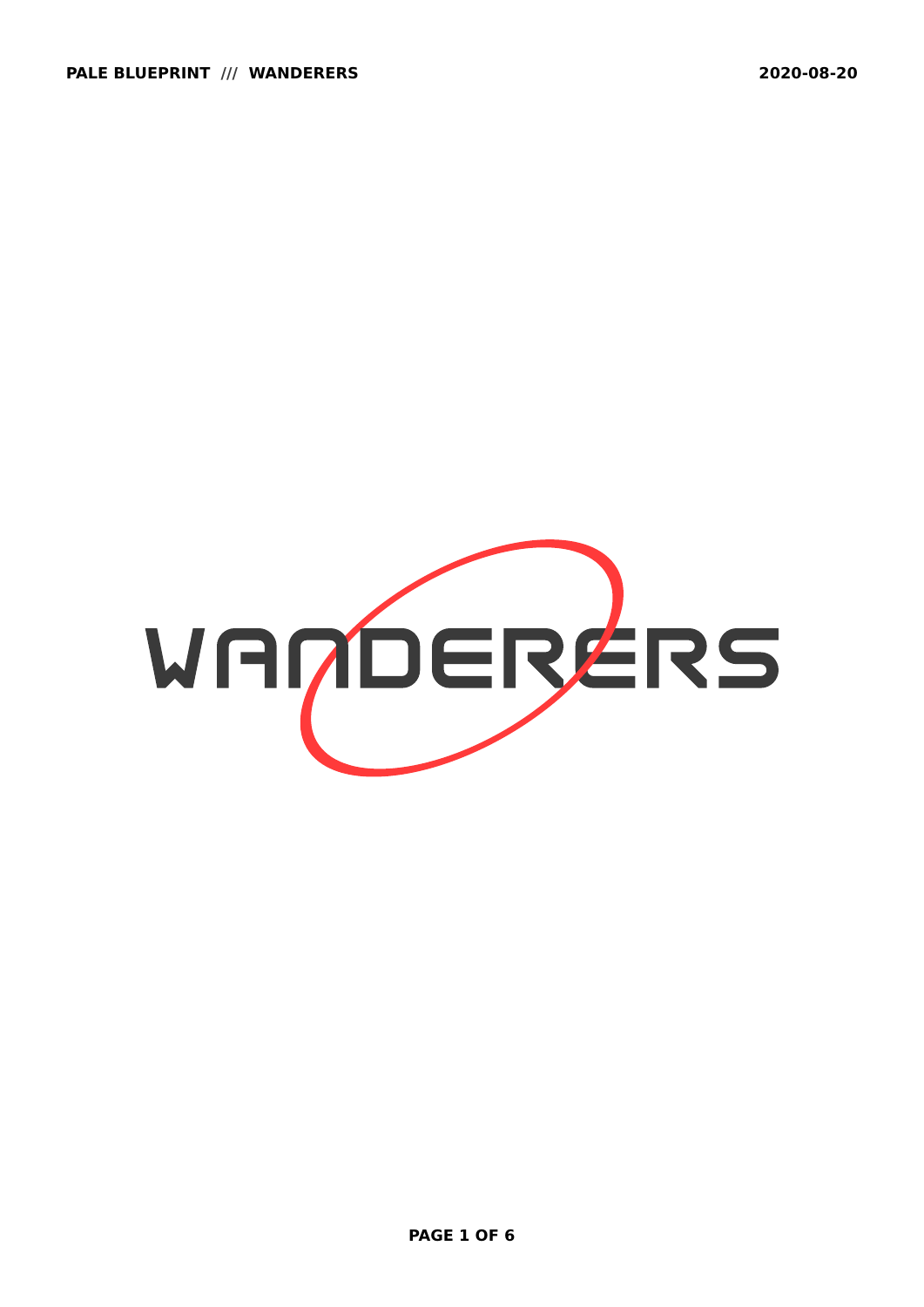# WANDERERS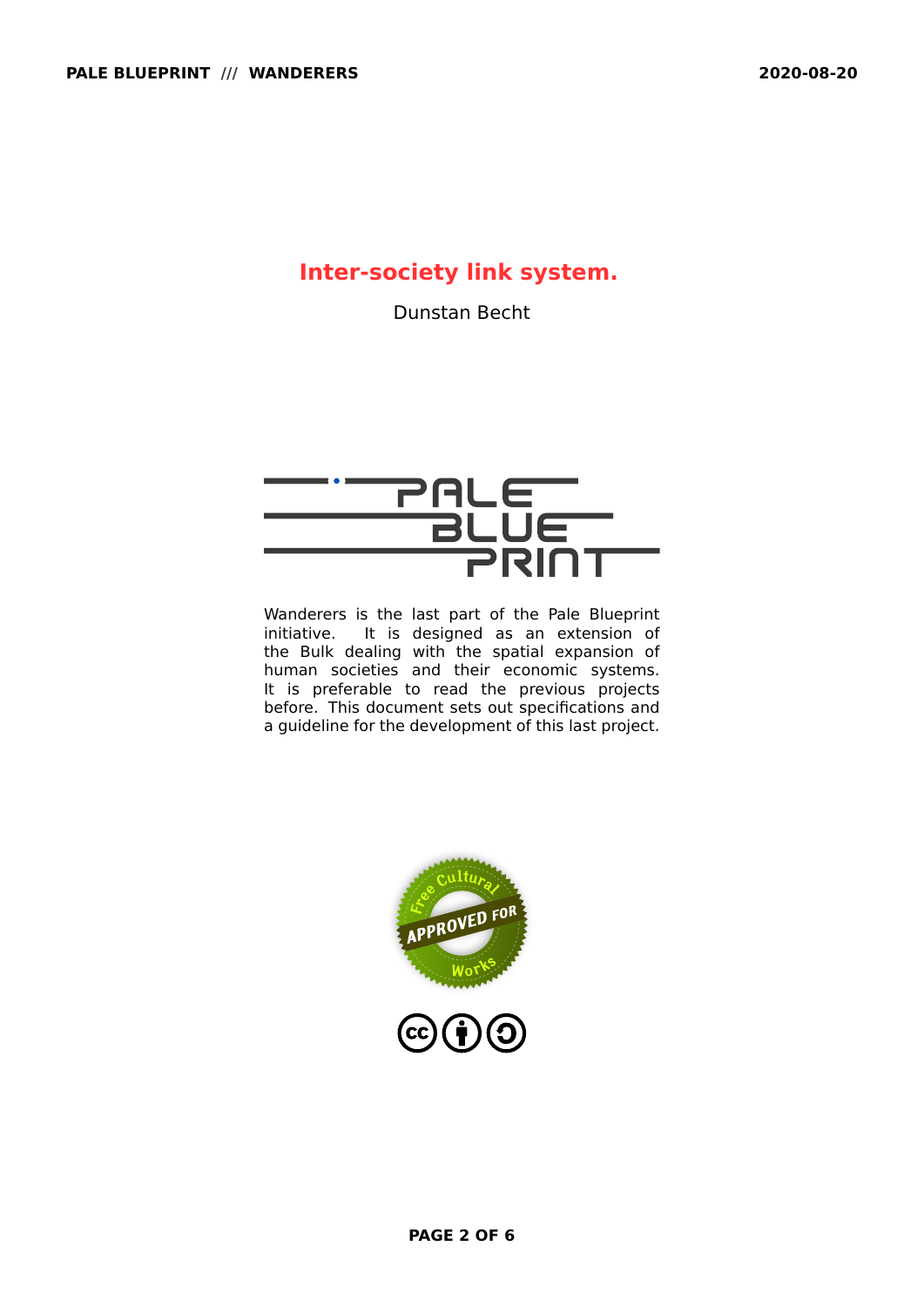# Inter-society link system.

Dunstan Becht

Wanderers is the last part of the Pale Blueprint initiative. It is designed as an extension of the Bulk dealing with the spatial expansion of human societies and their economic systems. It is preferable to read the previous projects before. This document sets out specifications and a guideline for the development of this last project.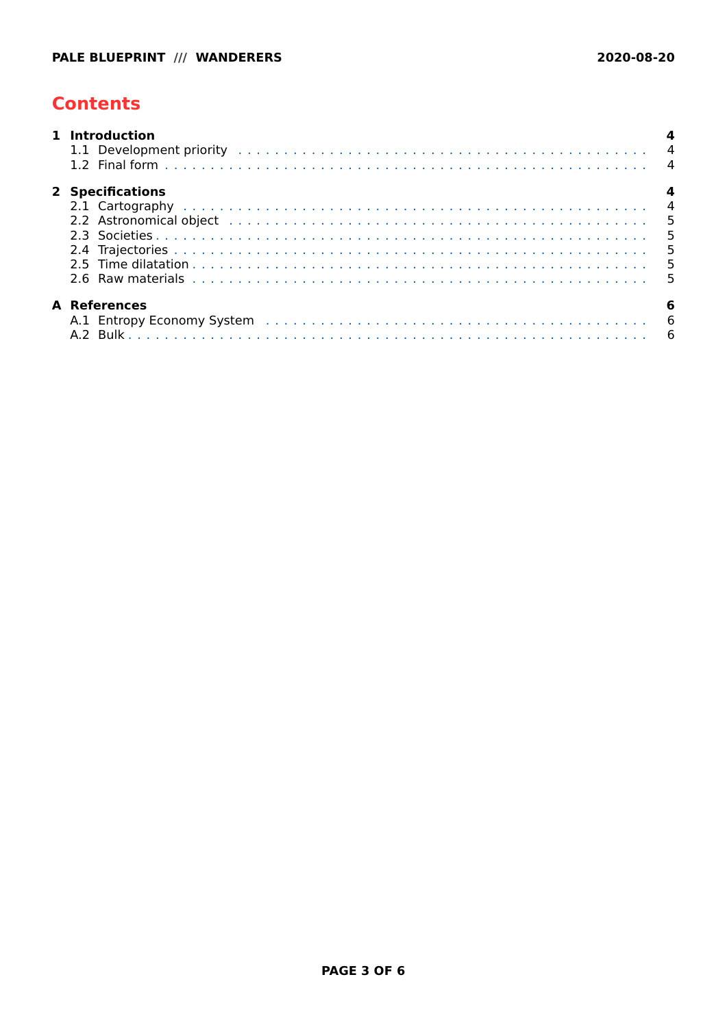# Contents

**1 Introduction** **4**

- 1.1 Development priority . . . . . 4
- 1.2 Final form . . . . . 4

**2 Specifications** **4**

- 2.1 Cartography . . . . . 4
- 2.2 Astronomical object . . . . . 5
- 2.3 Societies . . . . . 5
- 2.4 Trajectories . . . . . 5
- 2.5 Time dilatation . . . . . 5
- 2.6 Raw materials . . . . . 5

**A References** **6**

- A.1 Entropy Economy System . . . . . 6
- A.2 Bulk . . . . . 6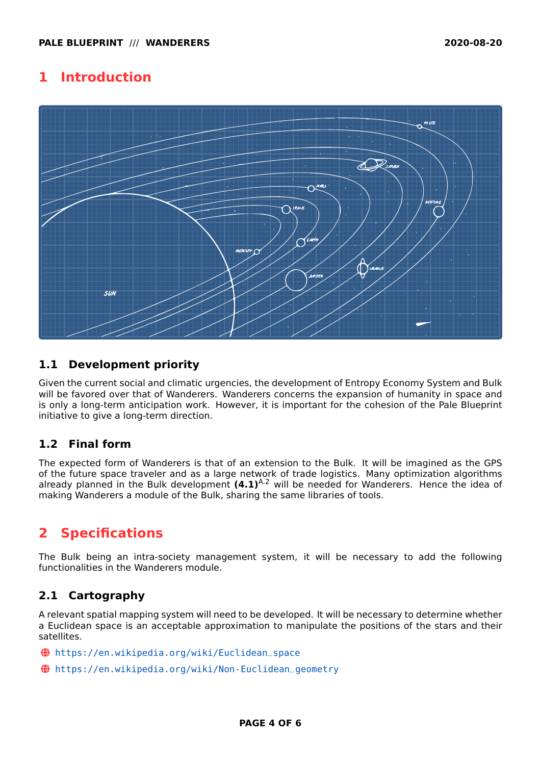# 1 Introduction

## 1.1 Development priority

Given the current social and climatic urgencies, the development of Entropy Economy System and Bulk will be favored over that of Wanderers. Wanderers concerns the expansion of humanity in space and is only a long-term anticipation work. However, it is important for the cohesion of the Pale Blueprint initiative to give a long-term direction.

## 1.2 Final form

The expected form of Wanderers is that of an extension to the Bulk. It will be imagined as the GPS of the future space traveler and as a large network of trade logistics. Many optimization algorithms already planned in the Bulk development **(4.1)**[A.2] will be needed for Wanderers. Hence the idea of making Wanderers a module of the Bulk, sharing the same libraries of tools.

# 2 Specifications

The Bulk being an intra-society management system, it will be necessary to add the following functionalities in the Wanderers module.

## 2.1 Cartography

A relevant spatial mapping system will need to be developed. It will be necessary to determine whether a Euclidean space is an acceptable approximation to manipulate the positions of the stars and their satellites.

- https://en.wikipedia.org/wiki/Euclidean_space
- https://en.wikipedia.org/wiki/Non-Euclidean_geometry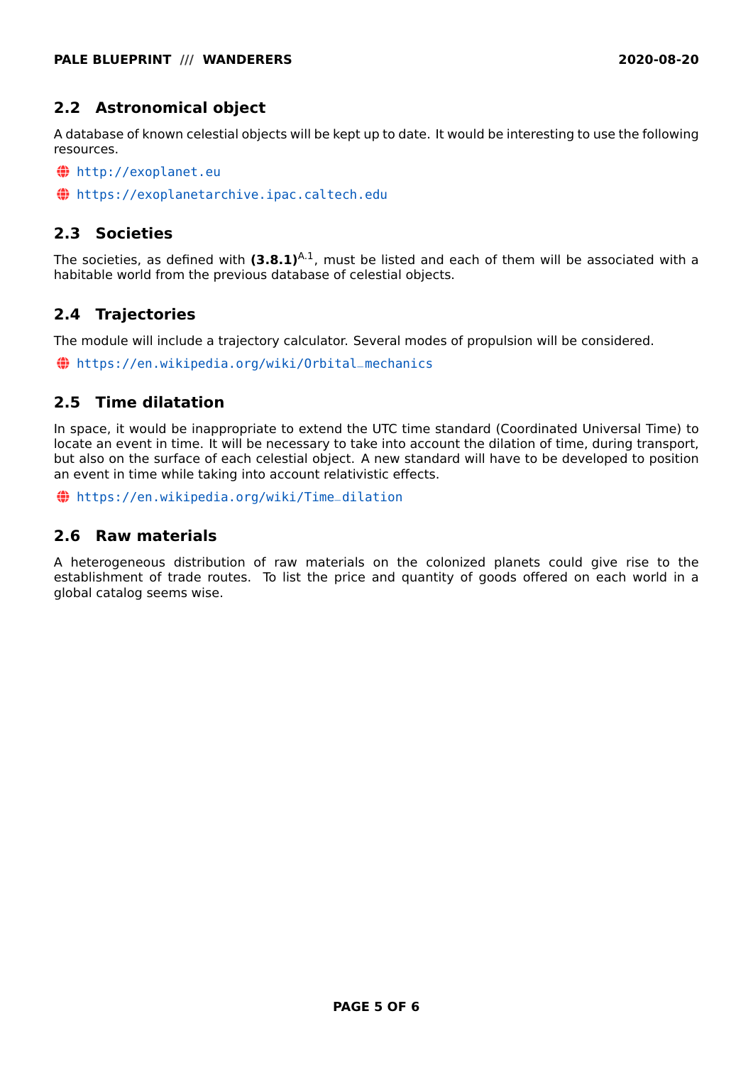## 2.2 Astronomical object

A database of known celestial objects will be kept up to date. It would be interesting to use the following resources.

- http://exoplanet.eu
- https://exoplanetarchive.ipac.caltech.edu

## 2.3 Societies

The societies, as defined with **(3.8.1)**[A.1], must be listed and each of them will be associated with a habitable world from the previous database of celestial objects.

## 2.4 Trajectories

The module will include a trajectory calculator. Several modes of propulsion will be considered.

- https://en.wikipedia.org/wiki/Orbital_mechanics

## 2.5 Time dilatation

In space, it would be inappropriate to extend the UTC time standard (Coordinated Universal Time) to locate an event in time. It will be necessary to take into account the dilation of time, during transport, but also on the surface of each celestial object. A new standard will have to be developed to position an event in time while taking into account relativistic effects.

- https://en.wikipedia.org/wiki/Time_dilation

## 2.6 Raw materials

A heterogeneous distribution of raw materials on the colonized planets could give rise to the establishment of trade routes. To list the price and quantity of goods offered on each world in a global catalog seems wise.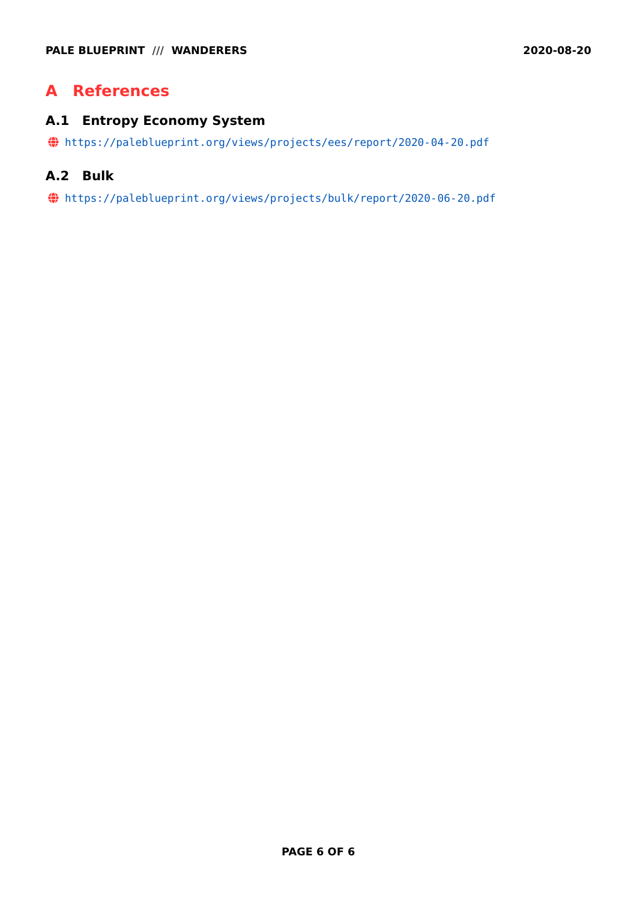# A References

## A.1 Entropy Economy System

https://paleblueprint.org/views/projects/ees/report/2020-04-20.pdf

## A.2 Bulk

https://paleblueprint.org/views/projects/bulk/report/2020-06-20.pdf